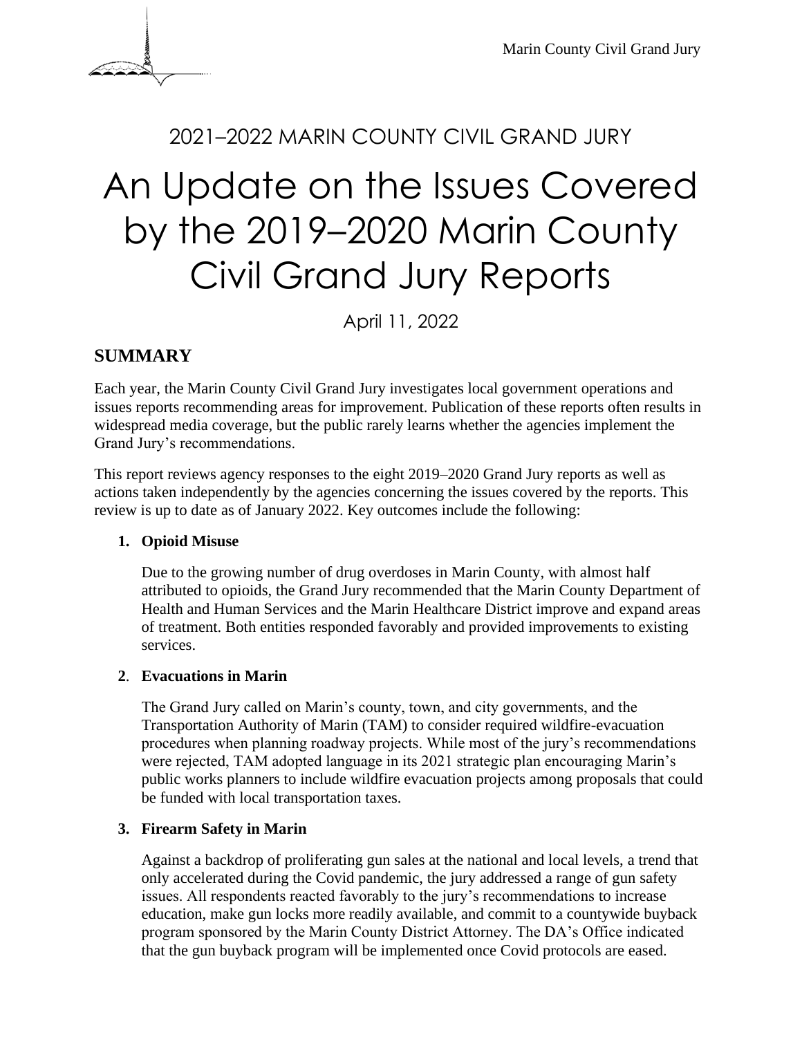2021–2022 MARIN COUNTY CIVIL GRAND JURY

# An Update on the Issues Covered by the 2019–2020 Marin County Civil Grand Jury Reports

April 11, 2022

## SUMMARY

Each year, the Marin County Civil Grand Jury investigates local government operations and issues reports recommending areas for improvement. Publication of these reports often results in widespread media coverage, but the public rarely learns whether the agencies implement the Grand Jury's recommendations.

This report reviews agency responses to the eight 2019–2020 Grand Jury reports as well as actions taken independently by the agencies concerning the issues covered by the reports. This review is up to date as of January 2022. Key outcomes include the following:

1. **Opioid Misuse**

   Due to the growing number of drug overdoses in Marin County, with almost half attributed to opioids, the Grand Jury recommended that the Marin County Department of Health and Human Services and the Marin Healthcare District improve and expand areas of treatment. Both entities responded favorably and provided improvements to existing services.

2. **Evacuations in Marin**

   The Grand Jury called on Marin's county, town, and city governments, and the Transportation Authority of Marin (TAM) to consider required wildfire-evacuation procedures when planning roadway projects. While most of the jury's recommendations were rejected, TAM adopted language in its 2021 strategic plan encouraging Marin's public works planners to include wildfire evacuation projects among proposals that could be funded with local transportation taxes.

3. **Firearm Safety in Marin**

   Against a backdrop of proliferating gun sales at the national and local levels, a trend that only accelerated during the Covid pandemic, the jury addressed a range of gun safety issues. All respondents reacted favorably to the jury's recommendations to increase education, make gun locks more readily available, and commit to a countywide buyback program sponsored by the Marin County District Attorney. The DA's Office indicated that the gun buyback program will be implemented once Covid protocols are eased.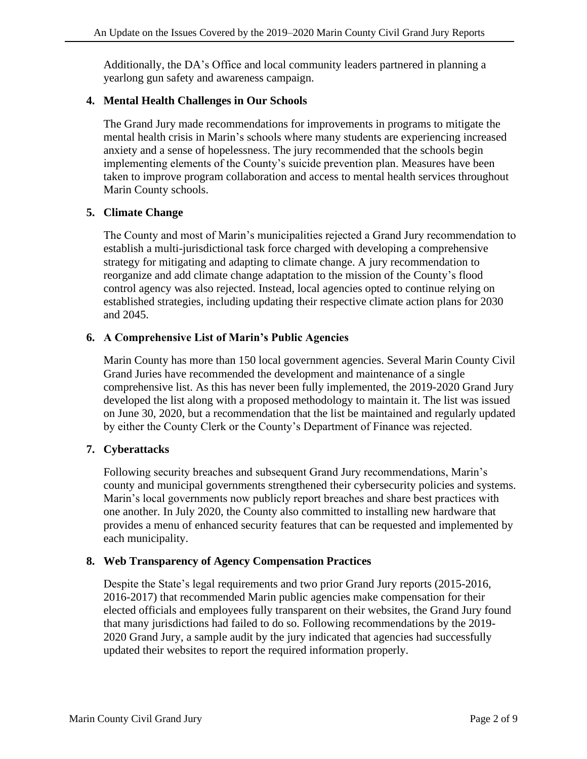Additionally, the DA's Office and local community leaders partnered in planning a yearlong gun safety and awareness campaign.

**4. Mental Health Challenges in Our Schools**

The Grand Jury made recommendations for improvements in programs to mitigate the mental health crisis in Marin's schools where many students are experiencing increased anxiety and a sense of hopelessness. The jury recommended that the schools begin implementing elements of the County's suicide prevention plan. Measures have been taken to improve program collaboration and access to mental health services throughout Marin County schools.

**5. Climate Change**

The County and most of Marin's municipalities rejected a Grand Jury recommendation to establish a multi-jurisdictional task force charged with developing a comprehensive strategy for mitigating and adapting to climate change. A jury recommendation to reorganize and add climate change adaptation to the mission of the County's flood control agency was also rejected. Instead, local agencies opted to continue relying on established strategies, including updating their respective climate action plans for 2030 and 2045.

**6. A Comprehensive List of Marin's Public Agencies**

Marin County has more than 150 local government agencies. Several Marin County Civil Grand Juries have recommended the development and maintenance of a single comprehensive list. As this has never been fully implemented, the 2019-2020 Grand Jury developed the list along with a proposed methodology to maintain it. The list was issued on June 30, 2020, but a recommendation that the list be maintained and regularly updated by either the County Clerk or the County's Department of Finance was rejected.

**7. Cyberattacks**

Following security breaches and subsequent Grand Jury recommendations, Marin's county and municipal governments strengthened their cybersecurity policies and systems. Marin's local governments now publicly report breaches and share best practices with one another. In July 2020, the County also committed to installing new hardware that provides a menu of enhanced security features that can be requested and implemented by each municipality.

**8. Web Transparency of Agency Compensation Practices**

Despite the State's legal requirements and two prior Grand Jury reports (2015-2016, 2016-2017) that recommended Marin public agencies make compensation for their elected officials and employees fully transparent on their websites, the Grand Jury found that many jurisdictions had failed to do so. Following recommendations by the 2019-2020 Grand Jury, a sample audit by the jury indicated that agencies had successfully updated their websites to report the required information properly.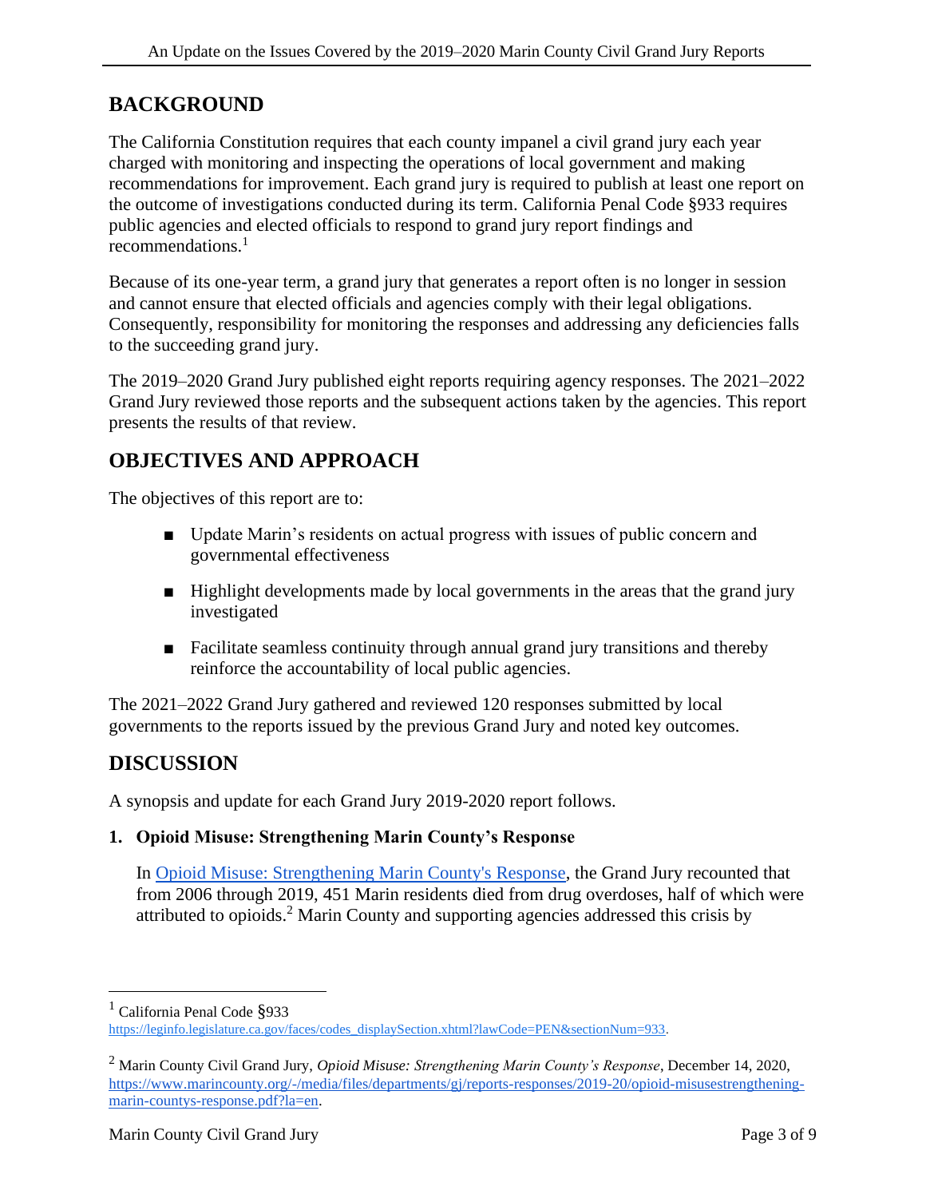## BACKGROUND

The California Constitution requires that each county impanel a civil grand jury each year charged with monitoring and inspecting the operations of local government and making recommendations for improvement. Each grand jury is required to publish at least one report on the outcome of investigations conducted during its term. California Penal Code §933 requires public agencies and elected officials to respond to grand jury report findings and recommendations.[1]

Because of its one-year term, a grand jury that generates a report often is no longer in session and cannot ensure that elected officials and agencies comply with their legal obligations. Consequently, responsibility for monitoring the responses and addressing any deficiencies falls to the succeeding grand jury.

The 2019–2020 Grand Jury published eight reports requiring agency responses. The 2021–2022 Grand Jury reviewed those reports and the subsequent actions taken by the agencies. This report presents the results of that review.

## OBJECTIVES AND APPROACH

The objectives of this report are to:

- Update Marin's residents on actual progress with issues of public concern and governmental effectiveness
- Highlight developments made by local governments in the areas that the grand jury investigated
- Facilitate seamless continuity through annual grand jury transitions and thereby reinforce the accountability of local public agencies.

The 2021–2022 Grand Jury gathered and reviewed 120 responses submitted by local governments to the reports issued by the previous Grand Jury and noted key outcomes.

## DISCUSSION

A synopsis and update for each Grand Jury 2019-2020 report follows.

### 1. Opioid Misuse: Strengthening Marin County's Response

In [Opioid Misuse: Strengthening Marin County's Response](https://www.marincounty.org/-/media/files/departments/gj/reports-responses/2019-20/opioid-misusestrengthening-marin-countys-response.pdf?la=en), the Grand Jury recounted that from 2006 through 2019, 451 Marin residents died from drug overdoses, half of which were attributed to opioids.[2] Marin County and supporting agencies addressed this crisis by

---

[1] California Penal Code §933 https://leginfo.legislature.ca.gov/faces/codes_displaySection.xhtml?lawCode=PEN&sectionNum=933.

[2] Marin County Civil Grand Jury, *Opioid Misuse: Strengthening Marin County's Response*, December 14, 2020, https://www.marincounty.org/-/media/files/departments/gj/reports-responses/2019-20/opioid-misusestrengthening-marin-countys-response.pdf?la=en.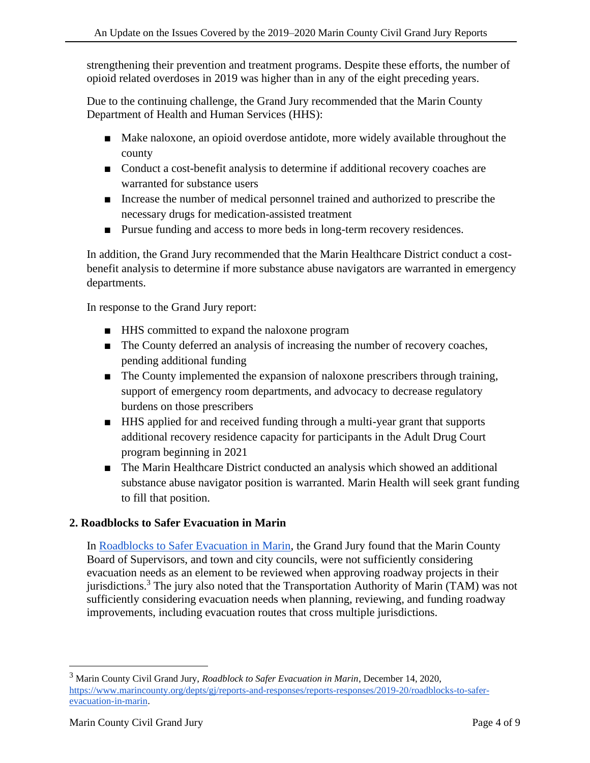strengthening their prevention and treatment programs. Despite these efforts, the number of opioid related overdoses in 2019 was higher than in any of the eight preceding years.

Due to the continuing challenge, the Grand Jury recommended that the Marin County Department of Health and Human Services (HHS):

- Make naloxone, an opioid overdose antidote, more widely available throughout the county
- Conduct a cost-benefit analysis to determine if additional recovery coaches are warranted for substance users
- Increase the number of medical personnel trained and authorized to prescribe the necessary drugs for medication-assisted treatment
- Pursue funding and access to more beds in long-term recovery residences.

In addition, the Grand Jury recommended that the Marin Healthcare District conduct a cost-benefit analysis to determine if more substance abuse navigators are warranted in emergency departments.

In response to the Grand Jury report:

- HHS committed to expand the naloxone program
- The County deferred an analysis of increasing the number of recovery coaches, pending additional funding
- The County implemented the expansion of naloxone prescribers through training, support of emergency room departments, and advocacy to decrease regulatory burdens on those prescribers
- HHS applied for and received funding through a multi-year grant that supports additional recovery residence capacity for participants in the Adult Drug Court program beginning in 2021
- The Marin Healthcare District conducted an analysis which showed an additional substance abuse navigator position is warranted. Marin Health will seek grant funding to fill that position.

## 2. Roadblocks to Safer Evacuation in Marin

In [Roadblocks to Safer Evacuation in Marin](https://www.marincounty.org/depts/gj/reports-and-responses/reports-responses/2019-20/roadblocks-to-safer-evacuation-in-marin), the Grand Jury found that the Marin County Board of Supervisors, and town and city councils, were not sufficiently considering evacuation needs as an element to be reviewed when approving roadway projects in their jurisdictions.[3] The jury also noted that the Transportation Authority of Marin (TAM) was not sufficiently considering evacuation needs when planning, reviewing, and funding roadway improvements, including evacuation routes that cross multiple jurisdictions.

---

[3] Marin County Civil Grand Jury, *Roadblock to Safer Evacuation in Marin*, December 14, 2020, https://www.marincounty.org/depts/gj/reports-and-responses/reports-responses/2019-20/roadblocks-to-safer-evacuation-in-marin.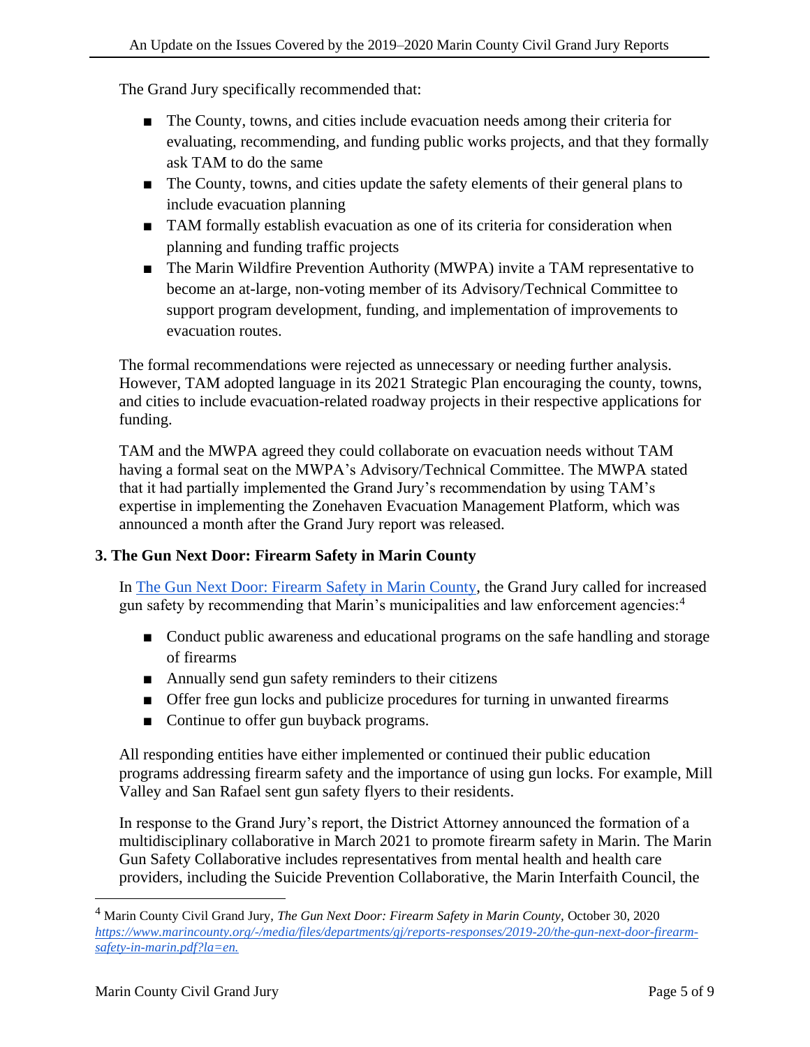The Grand Jury specifically recommended that:

- The County, towns, and cities include evacuation needs among their criteria for evaluating, recommending, and funding public works projects, and that they formally ask TAM to do the same
- The County, towns, and cities update the safety elements of their general plans to include evacuation planning
- TAM formally establish evacuation as one of its criteria for consideration when planning and funding traffic projects
- The Marin Wildfire Prevention Authority (MWPA) invite a TAM representative to become an at-large, non-voting member of its Advisory/Technical Committee to support program development, funding, and implementation of improvements to evacuation routes.

The formal recommendations were rejected as unnecessary or needing further analysis. However, TAM adopted language in its 2021 Strategic Plan encouraging the county, towns, and cities to include evacuation-related roadway projects in their respective applications for funding.

TAM and the MWPA agreed they could collaborate on evacuation needs without TAM having a formal seat on the MWPA's Advisory/Technical Committee. The MWPA stated that it had partially implemented the Grand Jury's recommendation by using TAM's expertise in implementing the Zonehaven Evacuation Management Platform, which was announced a month after the Grand Jury report was released.

### 3. The Gun Next Door: Firearm Safety in Marin County

In [The Gun Next Door: Firearm Safety in Marin County](https://www.marincounty.org/-/media/files/departments/gj/reports-responses/2019-20/the-gun-next-door-firearm-safety-in-marin.pdf?la=en), the Grand Jury called for increased gun safety by recommending that Marin's municipalities and law enforcement agencies:[4]

- Conduct public awareness and educational programs on the safe handling and storage of firearms
- Annually send gun safety reminders to their citizens
- Offer free gun locks and publicize procedures for turning in unwanted firearms
- Continue to offer gun buyback programs.

All responding entities have either implemented or continued their public education programs addressing firearm safety and the importance of using gun locks. For example, Mill Valley and San Rafael sent gun safety flyers to their residents.

In response to the Grand Jury's report, the District Attorney announced the formation of a multidisciplinary collaborative in March 2021 to promote firearm safety in Marin. The Marin Gun Safety Collaborative includes representatives from mental health and health care providers, including the Suicide Prevention Collaborative, the Marin Interfaith Council, the

---

[4] Marin County Civil Grand Jury, *The Gun Next Door: Firearm Safety in Marin County,* October 30, 2020 *https://www.marincounty.org/-/media/files/departments/gj/reports-responses/2019-20/the-gun-next-door-firearm-safety-in-marin.pdf?la=en.*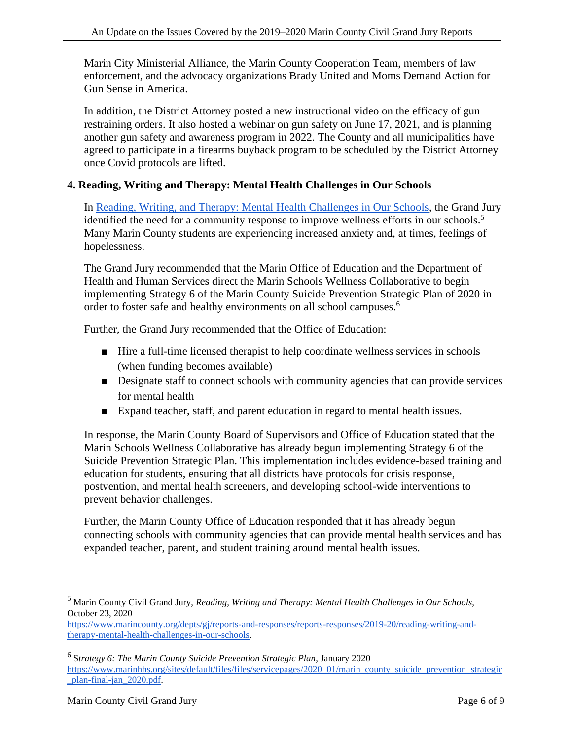Marin City Ministerial Alliance, the Marin County Cooperation Team, members of law enforcement, and the advocacy organizations Brady United and Moms Demand Action for Gun Sense in America.

In addition, the District Attorney posted a new instructional video on the efficacy of gun restraining orders. It also hosted a webinar on gun safety on June 17, 2021, and is planning another gun safety and awareness program in 2022. The County and all municipalities have agreed to participate in a firearms buyback program to be scheduled by the District Attorney once Covid protocols are lifted.

### 4. Reading, Writing and Therapy: Mental Health Challenges in Our Schools

In [Reading, Writing, and Therapy: Mental Health Challenges in Our Schools](https://www.marincounty.org/depts/gj/reports-and-responses/reports-responses/2019-20/reading-writing-and-therapy-mental-health-challenges-in-our-schools), the Grand Jury identified the need for a community response to improve wellness efforts in our schools.[5] Many Marin County students are experiencing increased anxiety and, at times, feelings of hopelessness.

The Grand Jury recommended that the Marin Office of Education and the Department of Health and Human Services direct the Marin Schools Wellness Collaborative to begin implementing Strategy 6 of the Marin County Suicide Prevention Strategic Plan of 2020 in order to foster safe and healthy environments on all school campuses.[6]

Further, the Grand Jury recommended that the Office of Education:

- Hire a full-time licensed therapist to help coordinate wellness services in schools (when funding becomes available)
- Designate staff to connect schools with community agencies that can provide services for mental health
- Expand teacher, staff, and parent education in regard to mental health issues.

In response, the Marin County Board of Supervisors and Office of Education stated that the Marin Schools Wellness Collaborative has already begun implementing Strategy 6 of the Suicide Prevention Strategic Plan. This implementation includes evidence-based training and education for students, ensuring that all districts have protocols for crisis response, postvention, and mental health screeners, and developing school-wide interventions to prevent behavior challenges.

Further, the Marin County Office of Education responded that it has already begun connecting schools with community agencies that can provide mental health services and has expanded teacher, parent, and student training around mental health issues.

---

[5] Marin County Civil Grand Jury, *Reading, Writing and Therapy: Mental Health Challenges in Our Schools*, October 23, 2020 https://www.marincounty.org/depts/gj/reports-and-responses/reports-responses/2019-20/reading-writing-and-therapy-mental-health-challenges-in-our-schools.

[6] *Strategy 6: The Marin County Suicide Prevention Strategic Plan*, January 2020 https://www.marinhhs.org/sites/default/files/files/servicepages/2020_01/marin_county_suicide_prevention_strategic_plan-final-jan_2020.pdf.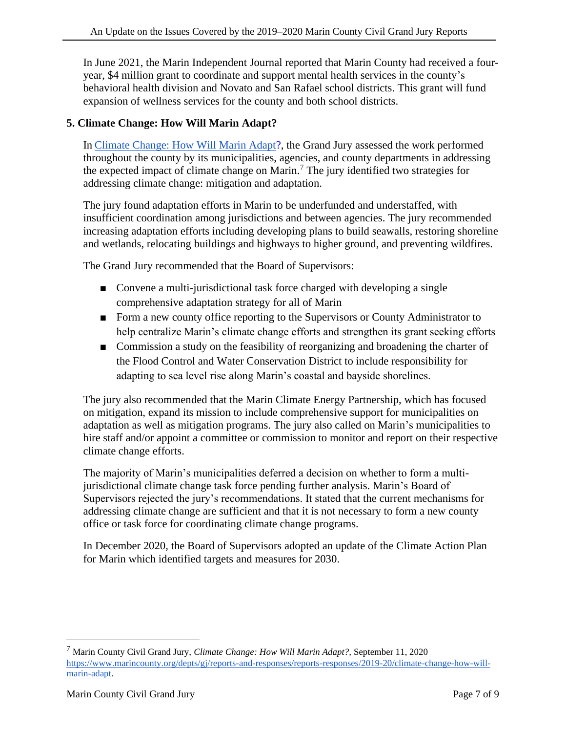In June 2021, the Marin Independent Journal reported that Marin County had received a four-year, $4 million grant to coordinate and support mental health services in the county's behavioral health division and Novato and San Rafael school districts. This grant will fund expansion of wellness services for the county and both school districts.

### 5. Climate Change: How Will Marin Adapt?

In [Climate Change: How Will Marin Adapt?](https://www.marincounty.org/depts/gj/reports-and-responses/reports-responses/2019-20/climate-change-how-will-marin-adapt), the Grand Jury assessed the work performed throughout the county by its municipalities, agencies, and county departments in addressing the expected impact of climate change on Marin.[7] The jury identified two strategies for addressing climate change: mitigation and adaptation.

The jury found adaptation efforts in Marin to be underfunded and understaffed, with insufficient coordination among jurisdictions and between agencies. The jury recommended increasing adaptation efforts including developing plans to build seawalls, restoring shoreline and wetlands, relocating buildings and highways to higher ground, and preventing wildfires.

The Grand Jury recommended that the Board of Supervisors:

- Convene a multi-jurisdictional task force charged with developing a single comprehensive adaptation strategy for all of Marin
- Form a new county office reporting to the Supervisors or County Administrator to help centralize Marin's climate change efforts and strengthen its grant seeking efforts
- Commission a study on the feasibility of reorganizing and broadening the charter of the Flood Control and Water Conservation District to include responsibility for adapting to sea level rise along Marin's coastal and bayside shorelines.

The jury also recommended that the Marin Climate Energy Partnership, which has focused on mitigation, expand its mission to include comprehensive support for municipalities on adaptation as well as mitigation programs. The jury also called on Marin's municipalities to hire staff and/or appoint a committee or commission to monitor and report on their respective climate change efforts.

The majority of Marin's municipalities deferred a decision on whether to form a multi-jurisdictional climate change task force pending further analysis. Marin's Board of Supervisors rejected the jury's recommendations. It stated that the current mechanisms for addressing climate change are sufficient and that it is not necessary to form a new county office or task force for coordinating climate change programs.

In December 2020, the Board of Supervisors adopted an update of the Climate Action Plan for Marin which identified targets and measures for 2030.

---

[7] Marin County Civil Grand Jury, *Climate Change: How Will Marin Adapt?,* September 11, 2020 [https://www.marincounty.org/depts/gj/reports-and-responses/reports-responses/2019-20/climate-change-how-will-marin-adapt](https://www.marincounty.org/depts/gj/reports-and-responses/reports-responses/2019-20/climate-change-how-will-marin-adapt).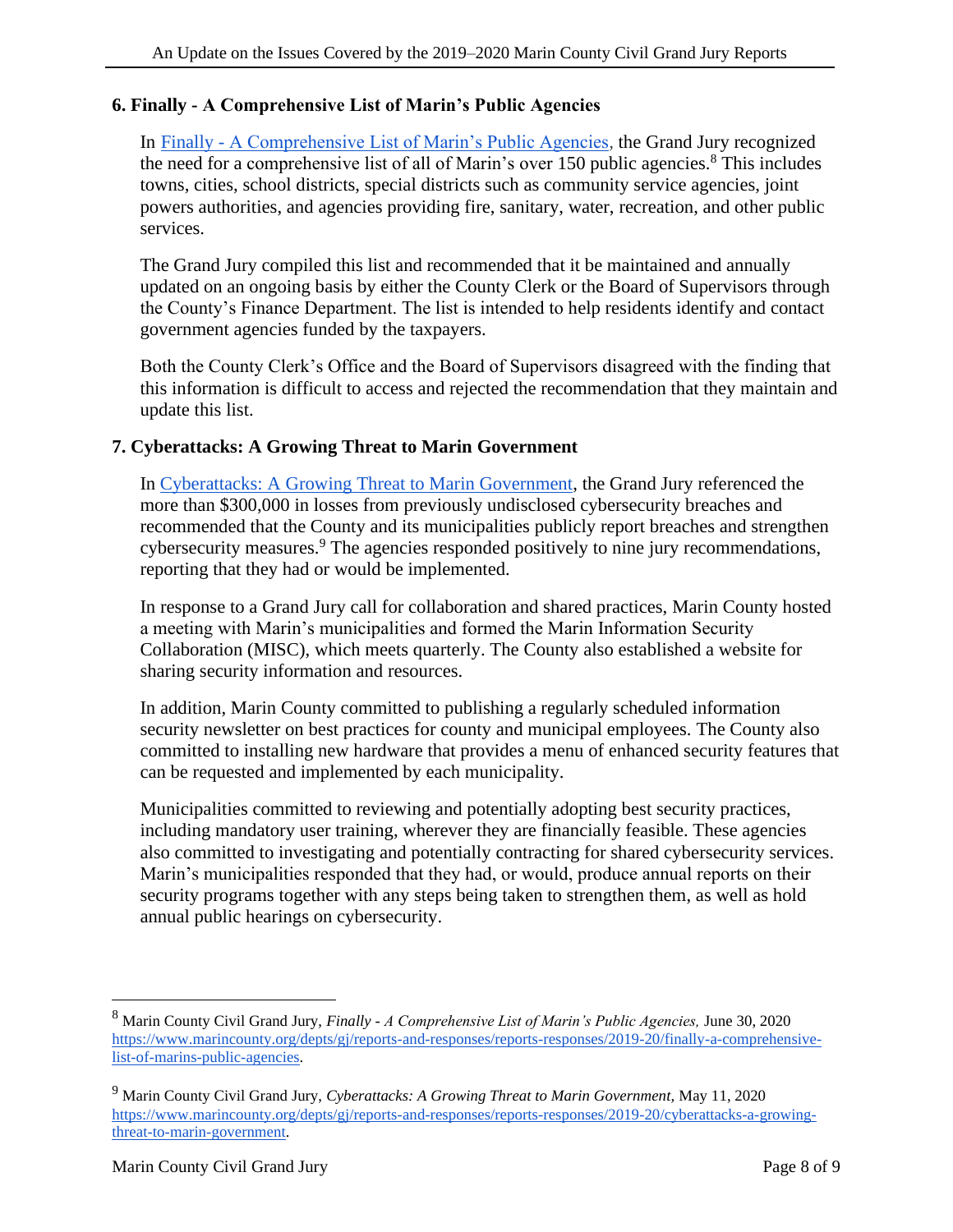### 6. Finally - A Comprehensive List of Marin's Public Agencies

In Finally - A Comprehensive List of Marin's Public Agencies, the Grand Jury recognized the need for a comprehensive list of all of Marin's over 150 public agencies.[8] This includes towns, cities, school districts, special districts such as community service agencies, joint powers authorities, and agencies providing fire, sanitary, water, recreation, and other public services.

The Grand Jury compiled this list and recommended that it be maintained and annually updated on an ongoing basis by either the County Clerk or the Board of Supervisors through the County's Finance Department. The list is intended to help residents identify and contact government agencies funded by the taxpayers.

Both the County Clerk's Office and the Board of Supervisors disagreed with the finding that this information is difficult to access and rejected the recommendation that they maintain and update this list.

### 7. Cyberattacks: A Growing Threat to Marin Government

In Cyberattacks: A Growing Threat to Marin Government, the Grand Jury referenced the more than $300,000 in losses from previously undisclosed cybersecurity breaches and recommended that the County and its municipalities publicly report breaches and strengthen cybersecurity measures.[9] The agencies responded positively to nine jury recommendations, reporting that they had or would be implemented.

In response to a Grand Jury call for collaboration and shared practices, Marin County hosted a meeting with Marin's municipalities and formed the Marin Information Security Collaboration (MISC), which meets quarterly. The County also established a website for sharing security information and resources.

In addition, Marin County committed to publishing a regularly scheduled information security newsletter on best practices for county and municipal employees. The County also committed to installing new hardware that provides a menu of enhanced security features that can be requested and implemented by each municipality.

Municipalities committed to reviewing and potentially adopting best security practices, including mandatory user training, wherever they are financially feasible. These agencies also committed to investigating and potentially contracting for shared cybersecurity services. Marin's municipalities responded that they had, or would, produce annual reports on their security programs together with any steps being taken to strengthen them, as well as hold annual public hearings on cybersecurity.

---

[8] Marin County Civil Grand Jury, *Finally - A Comprehensive List of Marin's Public Agencies,* June 30, 2020 https://www.marincounty.org/depts/gj/reports-and-responses/reports-responses/2019-20/finally-a-comprehensive-list-of-marins-public-agencies.

[9] Marin County Civil Grand Jury, *Cyberattacks: A Growing Threat to Marin Government,* May 11, 2020 https://www.marincounty.org/depts/gj/reports-and-responses/reports-responses/2019-20/cyberattacks-a-growing-threat-to-marin-government.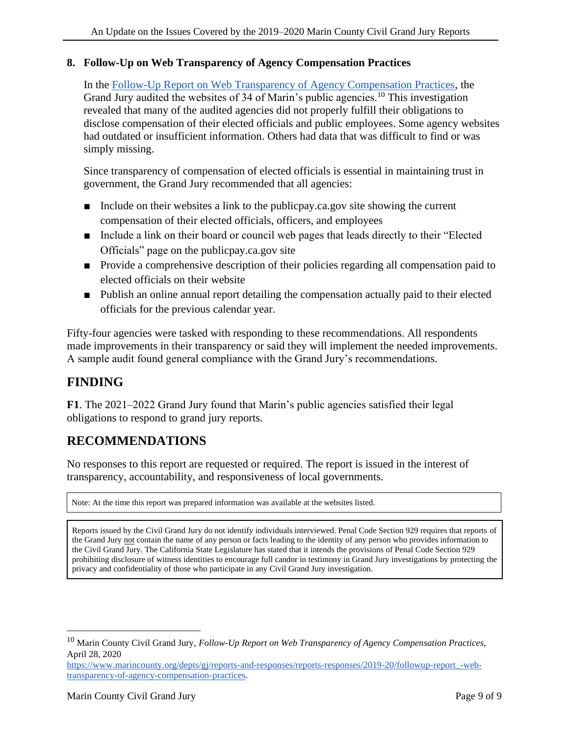### 8. Follow-Up on Web Transparency of Agency Compensation Practices

In the [Follow-Up Report on Web Transparency of Agency Compensation Practices](https://www.marincounty.org/depts/gj/reports-and-responses/reports-responses/2019-20/followup-report_-web-transparency-of-agency-compensation-practices), the Grand Jury audited the websites of 34 of Marin's public agencies.[10] This investigation revealed that many of the audited agencies did not properly fulfill their obligations to disclose compensation of their elected officials and public employees. Some agency websites had outdated or insufficient information. Others had data that was difficult to find or was simply missing.

Since transparency of compensation of elected officials is essential in maintaining trust in government, the Grand Jury recommended that all agencies:

- Include on their websites a link to the publicpay.ca.gov site showing the current compensation of their elected officials, officers, and employees
- Include a link on their board or council web pages that leads directly to their "Elected Officials" page on the publicpay.ca.gov site
- Provide a comprehensive description of their policies regarding all compensation paid to elected officials on their website
- Publish an online annual report detailing the compensation actually paid to their elected officials for the previous calendar year.

Fifty-four agencies were tasked with responding to these recommendations. All respondents made improvements in their transparency or said they will implement the needed improvements. A sample audit found general compliance with the Grand Jury's recommendations.

## FINDING

**F1**. The 2021–2022 Grand Jury found that Marin's public agencies satisfied their legal obligations to respond to grand jury reports.

## RECOMMENDATIONS

No responses to this report are requested or required. The report is issued in the interest of transparency, accountability, and responsiveness of local governments.

Note: At the time this report was prepared information was available at the websites listed.

Reports issued by the Civil Grand Jury do not identify individuals interviewed. Penal Code Section 929 requires that reports of the Grand Jury not contain the name of any person or facts leading to the identity of any person who provides information to the Civil Grand Jury. The California State Legislature has stated that it intends the provisions of Penal Code Section 929 prohibiting disclosure of witness identities to encourage full candor in testimony in Grand Jury investigations by protecting the privacy and confidentiality of those who participate in any Civil Grand Jury investigation.

---

[10] Marin County Civil Grand Jury, *Follow-Up Report on Web Transparency of Agency Compensation Practices*, April 28, 2020 https://www.marincounty.org/depts/gj/reports-and-responses/reports-responses/2019-20/followup-report_-web-transparency-of-agency-compensation-practices.